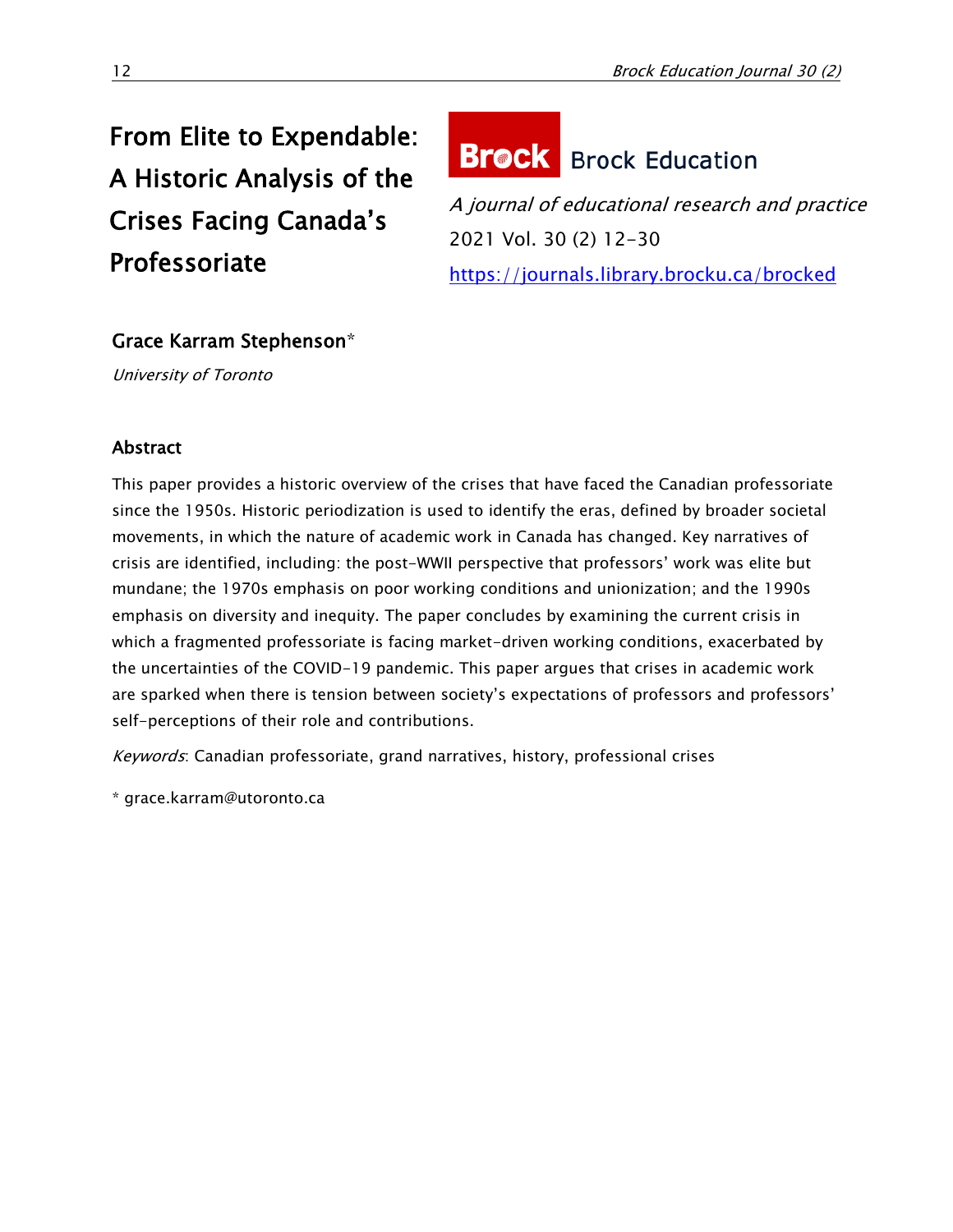# From Elite to Expendable: A Historic Analysis of the Crises Facing Canada's Professoriate

Brock Education

*A journal of educational research and practice*

2021 Vol. 30 (2) 12-30

https://journals.library.brocku.ca/brocked

**Grace Karram Stephenson***

*University of Toronto*

## Abstract

This paper provides a historic overview of the crises that have faced the Canadian professoriate since the 1950s. Historic periodization is used to identify the eras, defined by broader societal movements, in which the nature of academic work in Canada has changed. Key narratives of crisis are identified, including: the post-WWII perspective that professors' work was elite but mundane; the 1970s emphasis on poor working conditions and unionization; and the 1990s emphasis on diversity and inequity. The paper concludes by examining the current crisis in which a fragmented professoriate is facing market-driven working conditions, exacerbated by the uncertainties of the COVID-19 pandemic. This paper argues that crises in academic work are sparked when there is tension between society's expectations of professors and professors' self-perceptions of their role and contributions.

*Keywords*: Canadian professoriate, grand narratives, history, professional crises

* grace.karram@utoronto.ca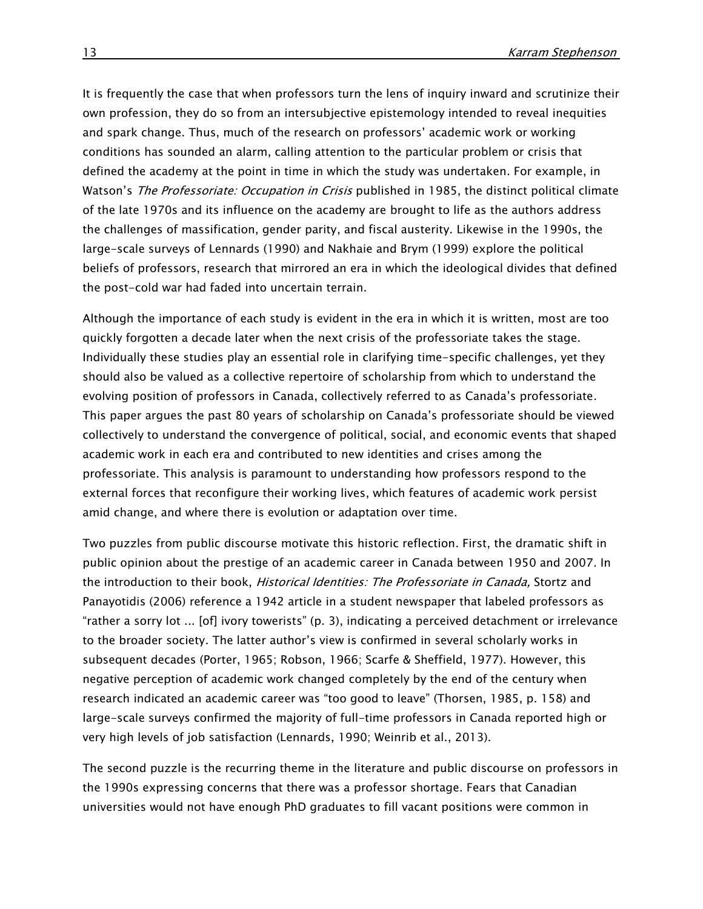It is frequently the case that when professors turn the lens of inquiry inward and scrutinize their own profession, they do so from an intersubjective epistemology intended to reveal inequities and spark change. Thus, much of the research on professors' academic work or working conditions has sounded an alarm, calling attention to the particular problem or crisis that defined the academy at the point in time in which the study was undertaken. For example, in Watson's *The Professoriate: Occupation in Crisis* published in 1985, the distinct political climate of the late 1970s and its influence on the academy are brought to life as the authors address the challenges of massification, gender parity, and fiscal austerity. Likewise in the 1990s, the large-scale surveys of Lennards (1990) and Nakhaie and Brym (1999) explore the political beliefs of professors, research that mirrored an era in which the ideological divides that defined the post-cold war had faded into uncertain terrain.

Although the importance of each study is evident in the era in which it is written, most are too quickly forgotten a decade later when the next crisis of the professoriate takes the stage. Individually these studies play an essential role in clarifying time-specific challenges, yet they should also be valued as a collective repertoire of scholarship from which to understand the evolving position of professors in Canada, collectively referred to as Canada's professoriate. This paper argues the past 80 years of scholarship on Canada's professoriate should be viewed collectively to understand the convergence of political, social, and economic events that shaped academic work in each era and contributed to new identities and crises among the professoriate. This analysis is paramount to understanding how professors respond to the external forces that reconfigure their working lives, which features of academic work persist amid change, and where there is evolution or adaptation over time.

Two puzzles from public discourse motivate this historic reflection. First, the dramatic shift in public opinion about the prestige of an academic career in Canada between 1950 and 2007. In the introduction to their book, *Historical Identities: The Professoriate in Canada,* Stortz and Panayotidis (2006) reference a 1942 article in a student newspaper that labeled professors as "rather a sorry lot ... [of] ivory towerists" (p. 3), indicating a perceived detachment or irrelevance to the broader society. The latter author's view is confirmed in several scholarly works in subsequent decades (Porter, 1965; Robson, 1966; Scarfe & Sheffield, 1977). However, this negative perception of academic work changed completely by the end of the century when research indicated an academic career was "too good to leave" (Thorsen, 1985, p. 158) and large-scale surveys confirmed the majority of full-time professors in Canada reported high or very high levels of job satisfaction (Lennards, 1990; Weinrib et al., 2013).

The second puzzle is the recurring theme in the literature and public discourse on professors in the 1990s expressing concerns that there was a professor shortage. Fears that Canadian universities would not have enough PhD graduates to fill vacant positions were common in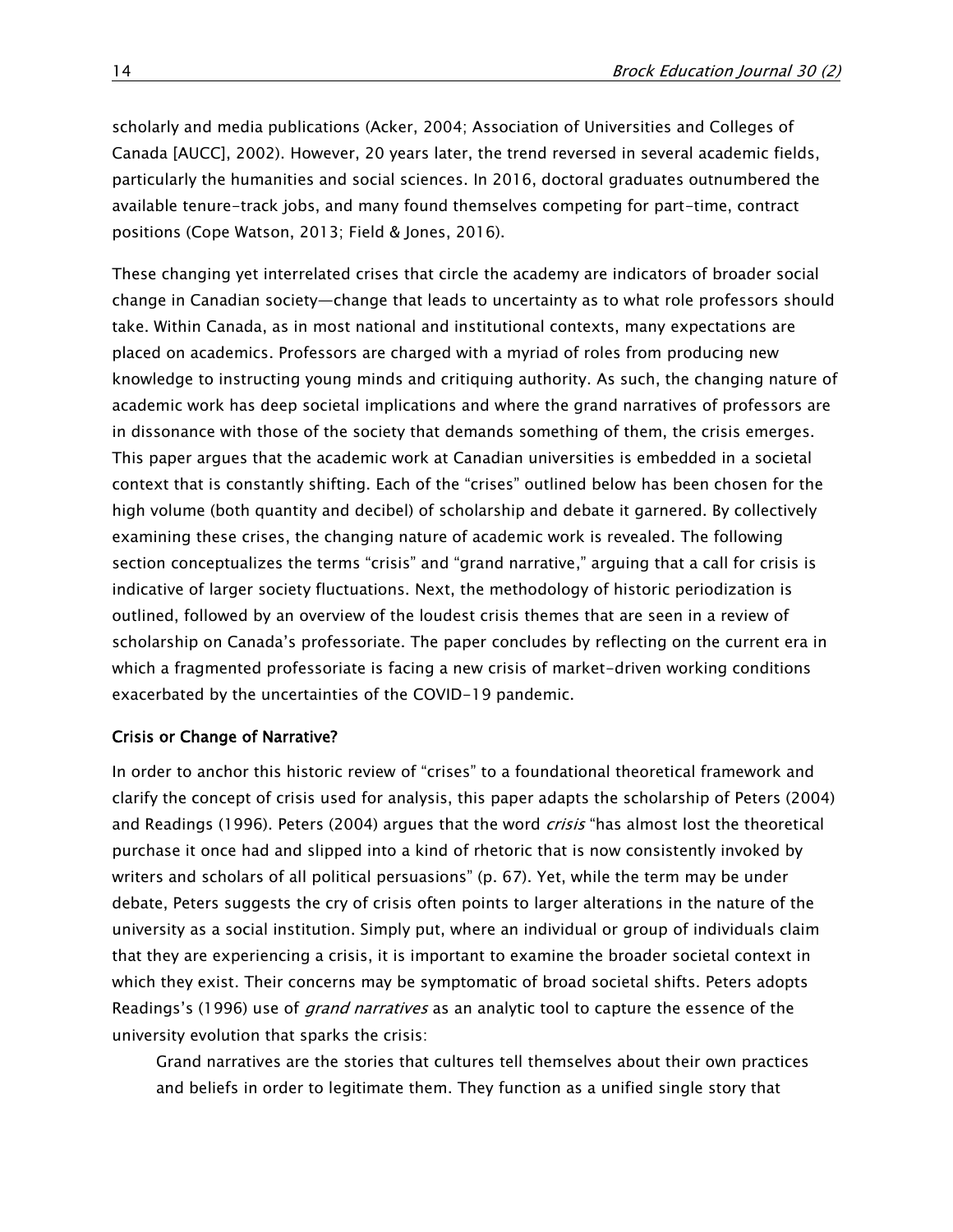scholarly and media publications (Acker, 2004; Association of Universities and Colleges of Canada [AUCC], 2002). However, 20 years later, the trend reversed in several academic fields, particularly the humanities and social sciences. In 2016, doctoral graduates outnumbered the available tenure-track jobs, and many found themselves competing for part-time, contract positions (Cope Watson, 2013; Field & Jones, 2016).

These changing yet interrelated crises that circle the academy are indicators of broader social change in Canadian society—change that leads to uncertainty as to what role professors should take. Within Canada, as in most national and institutional contexts, many expectations are placed on academics. Professors are charged with a myriad of roles from producing new knowledge to instructing young minds and critiquing authority. As such, the changing nature of academic work has deep societal implications and where the grand narratives of professors are in dissonance with those of the society that demands something of them, the crisis emerges. This paper argues that the academic work at Canadian universities is embedded in a societal context that is constantly shifting. Each of the "crises" outlined below has been chosen for the high volume (both quantity and decibel) of scholarship and debate it garnered. By collectively examining these crises, the changing nature of academic work is revealed. The following section conceptualizes the terms "crisis" and "grand narrative," arguing that a call for crisis is indicative of larger society fluctuations. Next, the methodology of historic periodization is outlined, followed by an overview of the loudest crisis themes that are seen in a review of scholarship on Canada's professoriate. The paper concludes by reflecting on the current era in which a fragmented professoriate is facing a new crisis of market-driven working conditions exacerbated by the uncertainties of the COVID-19 pandemic.

## Crisis or Change of Narrative?

In order to anchor this historic review of "crises" to a foundational theoretical framework and clarify the concept of crisis used for analysis, this paper adapts the scholarship of Peters (2004) and Readings (1996). Peters (2004) argues that the word *crisis* "has almost lost the theoretical purchase it once had and slipped into a kind of rhetoric that is now consistently invoked by writers and scholars of all political persuasions" (p. 67). Yet, while the term may be under debate, Peters suggests the cry of crisis often points to larger alterations in the nature of the university as a social institution. Simply put, where an individual or group of individuals claim that they are experiencing a crisis, it is important to examine the broader societal context in which they exist. Their concerns may be symptomatic of broad societal shifts. Peters adopts Readings's (1996) use of *grand narratives* as an analytic tool to capture the essence of the university evolution that sparks the crisis:

> Grand narratives are the stories that cultures tell themselves about their own practices and beliefs in order to legitimate them. They function as a unified single story that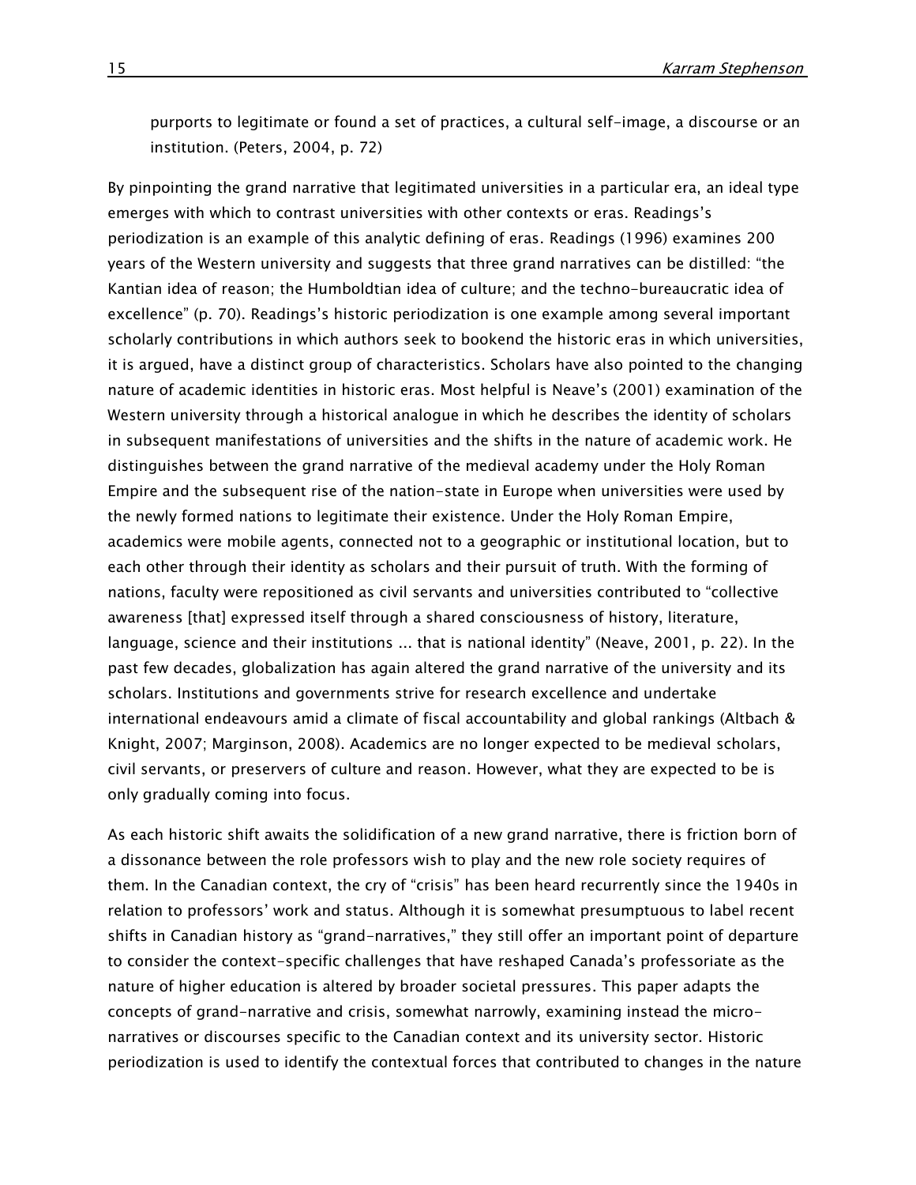> purports to legitimate or found a set of practices, a cultural self-image, a discourse or an institution. (Peters, 2004, p. 72)

By pinpointing the grand narrative that legitimated universities in a particular era, an ideal type emerges with which to contrast universities with other contexts or eras. Readings's periodization is an example of this analytic defining of eras. Readings (1996) examines 200 years of the Western university and suggests that three grand narratives can be distilled: "the Kantian idea of reason; the Humboldtian idea of culture; and the techno-bureaucratic idea of excellence" (p. 70). Readings's historic periodization is one example among several important scholarly contributions in which authors seek to bookend the historic eras in which universities, it is argued, have a distinct group of characteristics. Scholars have also pointed to the changing nature of academic identities in historic eras. Most helpful is Neave's (2001) examination of the Western university through a historical analogue in which he describes the identity of scholars in subsequent manifestations of universities and the shifts in the nature of academic work. He distinguishes between the grand narrative of the medieval academy under the Holy Roman Empire and the subsequent rise of the nation-state in Europe when universities were used by the newly formed nations to legitimate their existence. Under the Holy Roman Empire, academics were mobile agents, connected not to a geographic or institutional location, but to each other through their identity as scholars and their pursuit of truth. With the forming of nations, faculty were repositioned as civil servants and universities contributed to "collective awareness [that] expressed itself through a shared consciousness of history, literature, language, science and their institutions ... that is national identity" (Neave, 2001, p. 22). In the past few decades, globalization has again altered the grand narrative of the university and its scholars. Institutions and governments strive for research excellence and undertake international endeavours amid a climate of fiscal accountability and global rankings (Altbach & Knight, 2007; Marginson, 2008). Academics are no longer expected to be medieval scholars, civil servants, or preservers of culture and reason. However, what they are expected to be is only gradually coming into focus.

As each historic shift awaits the solidification of a new grand narrative, there is friction born of a dissonance between the role professors wish to play and the new role society requires of them. In the Canadian context, the cry of "crisis" has been heard recurrently since the 1940s in relation to professors' work and status. Although it is somewhat presumptuous to label recent shifts in Canadian history as "grand-narratives," they still offer an important point of departure to consider the context-specific challenges that have reshaped Canada's professoriate as the nature of higher education is altered by broader societal pressures. This paper adapts the concepts of grand-narrative and crisis, somewhat narrowly, examining instead the micro-narratives or discourses specific to the Canadian context and its university sector. Historic periodization is used to identify the contextual forces that contributed to changes in the nature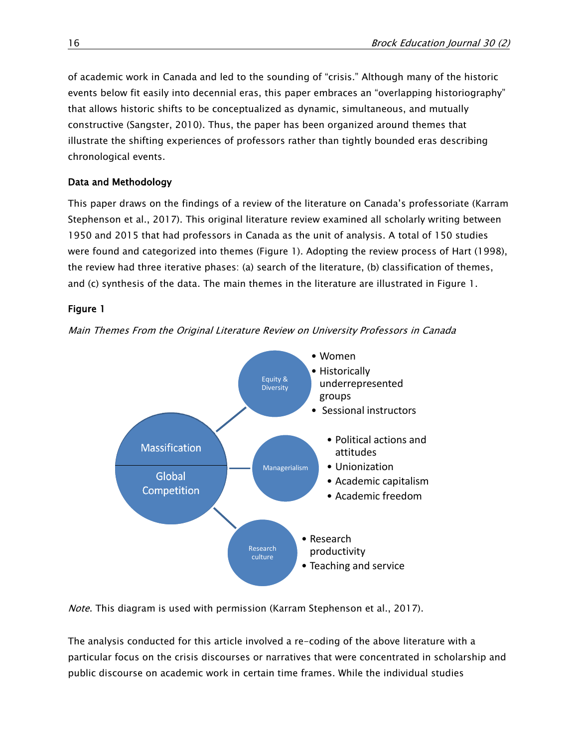of academic work in Canada and led to the sounding of "crisis." Although many of the historic events below fit easily into decennial eras, this paper embraces an "overlapping historiography" that allows historic shifts to be conceptualized as dynamic, simultaneous, and mutually constructive (Sangster, 2010). Thus, the paper has been organized around themes that illustrate the shifting experiences of professors rather than tightly bounded eras describing chronological events.

### Data and Methodology

This paper draws on the findings of a review of the literature on Canada's professoriate (Karram Stephenson et al., 2017). This original literature review examined all scholarly writing between 1950 and 2015 that had professors in Canada as the unit of analysis. A total of 150 studies were found and categorized into themes (Figure 1). Adopting the review process of Hart (1998), the review had three iterative phases: (a) search of the literature, (b) classification of themes, and (c) synthesis of the data. The main themes in the literature are illustrated in Figure 1.

**Figure 1**

*Main Themes From the Original Literature Review on University Professors in Canada*

Massification / Global Competition

- Equity & Diversity
  - Women
  - Historically underrepresented groups
  - Sessional instructors
- Managerialism
  - Political actions and attitudes
  - Unionization
  - Academic capitalism
  - Academic freedom
- Research culture
  - Research productivity
  - Teaching and service

*Note*. This diagram is used with permission (Karram Stephenson et al., 2017).

The analysis conducted for this article involved a re-coding of the above literature with a particular focus on the crisis discourses or narratives that were concentrated in scholarship and public discourse on academic work in certain time frames. While the individual studies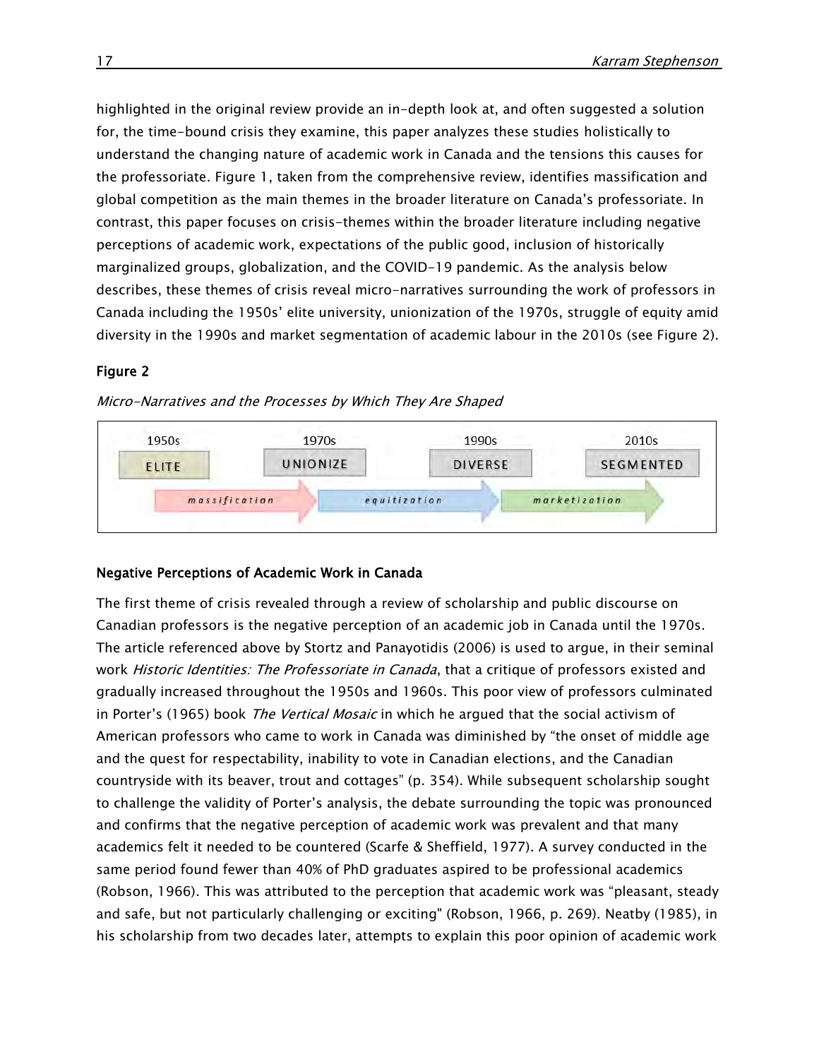highlighted in the original review provide an in-depth look at, and often suggested a solution for, the time-bound crisis they examine, this paper analyzes these studies holistically to understand the changing nature of academic work in Canada and the tensions this causes for the professoriate. Figure 1, taken from the comprehensive review, identifies massification and global competition as the main themes in the broader literature on Canada's professoriate. In contrast, this paper focuses on crisis-themes within the broader literature including negative perceptions of academic work, expectations of the public good, inclusion of historically marginalized groups, globalization, and the COVID-19 pandemic. As the analysis below describes, these themes of crisis reveal micro-narratives surrounding the work of professors in Canada including the 1950s' elite university, unionization of the 1970s, struggle of equity amid diversity in the 1990s and market segmentation of academic labour in the 2010s (see Figure 2).

**Figure 2**

*Micro-Narratives and the Processes by Which They Are Shaped*

| 1950s | | 1970s | | 1990s | | 2010s |
|---|---|---|---|---|---|---|
| ELITE | massification → | UNIONIZE | equitization → | DIVERSE | marketization → | SEGMENTED |

### Negative Perceptions of Academic Work in Canada

The first theme of crisis revealed through a review of scholarship and public discourse on Canadian professors is the negative perception of an academic job in Canada until the 1970s. The article referenced above by Stortz and Panayotidis (2006) is used to argue, in their seminal work *Historic Identities: The Professoriate in Canada*, that a critique of professors existed and gradually increased throughout the 1950s and 1960s. This poor view of professors culminated in Porter's (1965) book *The Vertical Mosaic* in which he argued that the social activism of American professors who came to work in Canada was diminished by "the onset of middle age and the quest for respectability, inability to vote in Canadian elections, and the Canadian countryside with its beaver, trout and cottages" (p. 354). While subsequent scholarship sought to challenge the validity of Porter's analysis, the debate surrounding the topic was pronounced and confirms that the negative perception of academic work was prevalent and that many academics felt it needed to be countered (Scarfe & Sheffield, 1977). A survey conducted in the same period found fewer than 40% of PhD graduates aspired to be professional academics (Robson, 1966). This was attributed to the perception that academic work was "pleasant, steady and safe, but not particularly challenging or exciting" (Robson, 1966, p. 269). Neatby (1985), in his scholarship from two decades later, attempts to explain this poor opinion of academic work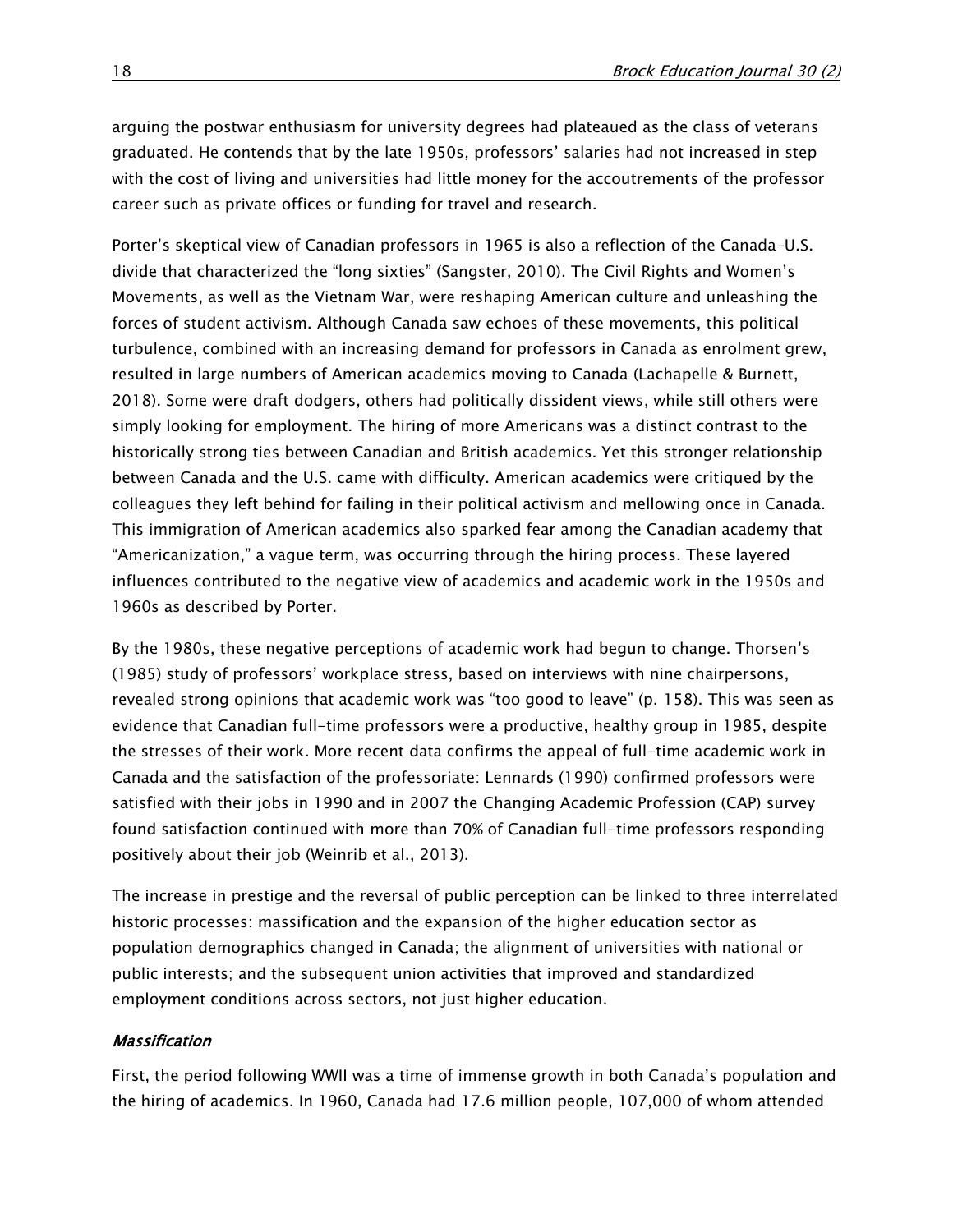arguing the postwar enthusiasm for university degrees had plateaued as the class of veterans graduated. He contends that by the late 1950s, professors' salaries had not increased in step with the cost of living and universities had little money for the accoutrements of the professor career such as private offices or funding for travel and research.

Porter's skeptical view of Canadian professors in 1965 is also a reflection of the Canada–U.S. divide that characterized the "long sixties" (Sangster, 2010). The Civil Rights and Women's Movements, as well as the Vietnam War, were reshaping American culture and unleashing the forces of student activism. Although Canada saw echoes of these movements, this political turbulence, combined with an increasing demand for professors in Canada as enrolment grew, resulted in large numbers of American academics moving to Canada (Lachapelle & Burnett, 2018). Some were draft dodgers, others had politically dissident views, while still others were simply looking for employment. The hiring of more Americans was a distinct contrast to the historically strong ties between Canadian and British academics. Yet this stronger relationship between Canada and the U.S. came with difficulty. American academics were critiqued by the colleagues they left behind for failing in their political activism and mellowing once in Canada. This immigration of American academics also sparked fear among the Canadian academy that "Americanization," a vague term, was occurring through the hiring process. These layered influences contributed to the negative view of academics and academic work in the 1950s and 1960s as described by Porter.

By the 1980s, these negative perceptions of academic work had begun to change. Thorsen's (1985) study of professors' workplace stress, based on interviews with nine chairpersons, revealed strong opinions that academic work was "too good to leave" (p. 158). This was seen as evidence that Canadian full-time professors were a productive, healthy group in 1985, despite the stresses of their work. More recent data confirms the appeal of full-time academic work in Canada and the satisfaction of the professoriate: Lennards (1990) confirmed professors were satisfied with their jobs in 1990 and in 2007 the Changing Academic Profession (CAP) survey found satisfaction continued with more than 70% of Canadian full-time professors responding positively about their job (Weinrib et al., 2013).

The increase in prestige and the reversal of public perception can be linked to three interrelated historic processes: massification and the expansion of the higher education sector as population demographics changed in Canada; the alignment of universities with national or public interests; and the subsequent union activities that improved and standardized employment conditions across sectors, not just higher education.

### *Massification*

First, the period following WWII was a time of immense growth in both Canada's population and the hiring of academics. In 1960, Canada had 17.6 million people, 107,000 of whom attended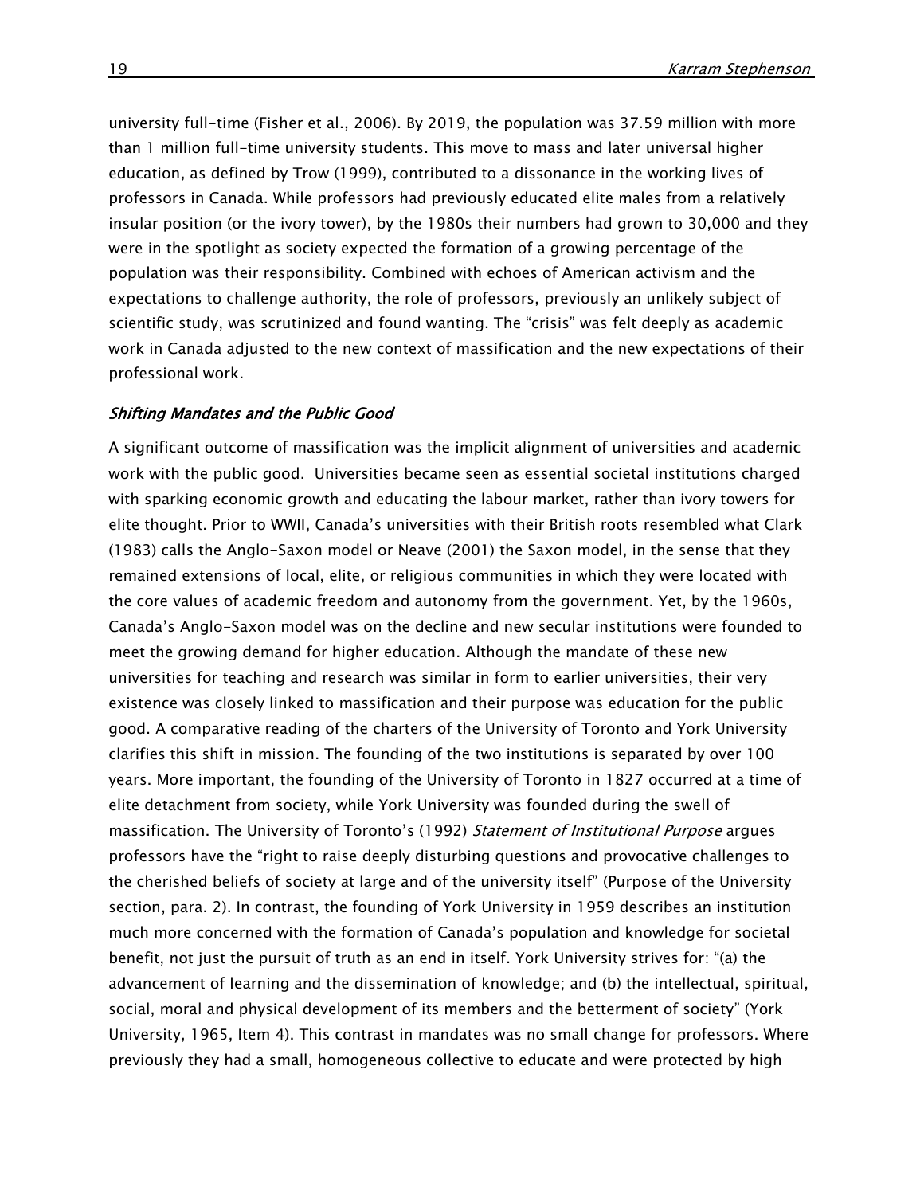university full-time (Fisher et al., 2006). By 2019, the population was 37.59 million with more than 1 million full-time university students. This move to mass and later universal higher education, as defined by Trow (1999), contributed to a dissonance in the working lives of professors in Canada. While professors had previously educated elite males from a relatively insular position (or the ivory tower), by the 1980s their numbers had grown to 30,000 and they were in the spotlight as society expected the formation of a growing percentage of the population was their responsibility. Combined with echoes of American activism and the expectations to challenge authority, the role of professors, previously an unlikely subject of scientific study, was scrutinized and found wanting. The "crisis" was felt deeply as academic work in Canada adjusted to the new context of massification and the new expectations of their professional work.

### *Shifting Mandates and the Public Good*

A significant outcome of massification was the implicit alignment of universities and academic work with the public good. Universities became seen as essential societal institutions charged with sparking economic growth and educating the labour market, rather than ivory towers for elite thought. Prior to WWII, Canada's universities with their British roots resembled what Clark (1983) calls the Anglo-Saxon model or Neave (2001) the Saxon model, in the sense that they remained extensions of local, elite, or religious communities in which they were located with the core values of academic freedom and autonomy from the government. Yet, by the 1960s, Canada's Anglo-Saxon model was on the decline and new secular institutions were founded to meet the growing demand for higher education. Although the mandate of these new universities for teaching and research was similar in form to earlier universities, their very existence was closely linked to massification and their purpose was education for the public good. A comparative reading of the charters of the University of Toronto and York University clarifies this shift in mission. The founding of the two institutions is separated by over 100 years. More important, the founding of the University of Toronto in 1827 occurred at a time of elite detachment from society, while York University was founded during the swell of massification. The University of Toronto's (1992) *Statement of Institutional Purpose* argues professors have the "right to raise deeply disturbing questions and provocative challenges to the cherished beliefs of society at large and of the university itself" (Purpose of the University section, para. 2). In contrast, the founding of York University in 1959 describes an institution much more concerned with the formation of Canada's population and knowledge for societal benefit, not just the pursuit of truth as an end in itself. York University strives for: "(a) the advancement of learning and the dissemination of knowledge; and (b) the intellectual, spiritual, social, moral and physical development of its members and the betterment of society" (York University, 1965, Item 4). This contrast in mandates was no small change for professors. Where previously they had a small, homogeneous collective to educate and were protected by high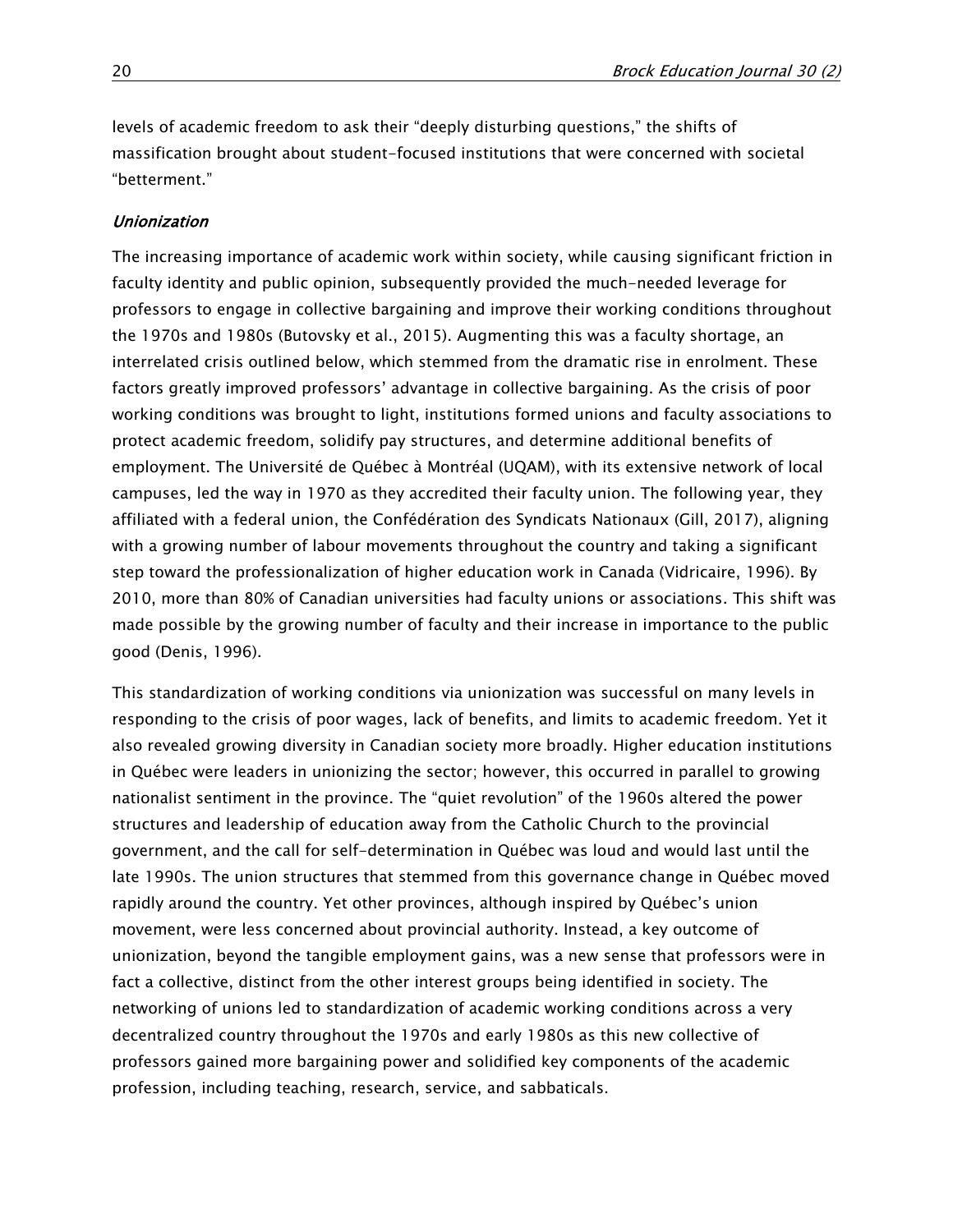levels of academic freedom to ask their "deeply disturbing questions," the shifts of massification brought about student-focused institutions that were concerned with societal "betterment."

### *Unionization*

The increasing importance of academic work within society, while causing significant friction in faculty identity and public opinion, subsequently provided the much-needed leverage for professors to engage in collective bargaining and improve their working conditions throughout the 1970s and 1980s (Butovsky et al., 2015). Augmenting this was a faculty shortage, an interrelated crisis outlined below, which stemmed from the dramatic rise in enrolment. These factors greatly improved professors' advantage in collective bargaining. As the crisis of poor working conditions was brought to light, institutions formed unions and faculty associations to protect academic freedom, solidify pay structures, and determine additional benefits of employment. The Université de Québec à Montréal (UQAM), with its extensive network of local campuses, led the way in 1970 as they accredited their faculty union. The following year, they affiliated with a federal union, the Confédération des Syndicats Nationaux (Gill, 2017), aligning with a growing number of labour movements throughout the country and taking a significant step toward the professionalization of higher education work in Canada (Vidricaire, 1996). By 2010, more than 80% of Canadian universities had faculty unions or associations. This shift was made possible by the growing number of faculty and their increase in importance to the public good (Denis, 1996).

This standardization of working conditions via unionization was successful on many levels in responding to the crisis of poor wages, lack of benefits, and limits to academic freedom. Yet it also revealed growing diversity in Canadian society more broadly. Higher education institutions in Québec were leaders in unionizing the sector; however, this occurred in parallel to growing nationalist sentiment in the province. The "quiet revolution" of the 1960s altered the power structures and leadership of education away from the Catholic Church to the provincial government, and the call for self-determination in Québec was loud and would last until the late 1990s. The union structures that stemmed from this governance change in Québec moved rapidly around the country. Yet other provinces, although inspired by Québec's union movement, were less concerned about provincial authority. Instead, a key outcome of unionization, beyond the tangible employment gains, was a new sense that professors were in fact a collective, distinct from the other interest groups being identified in society. The networking of unions led to standardization of academic working conditions across a very decentralized country throughout the 1970s and early 1980s as this new collective of professors gained more bargaining power and solidified key components of the academic profession, including teaching, research, service, and sabbaticals.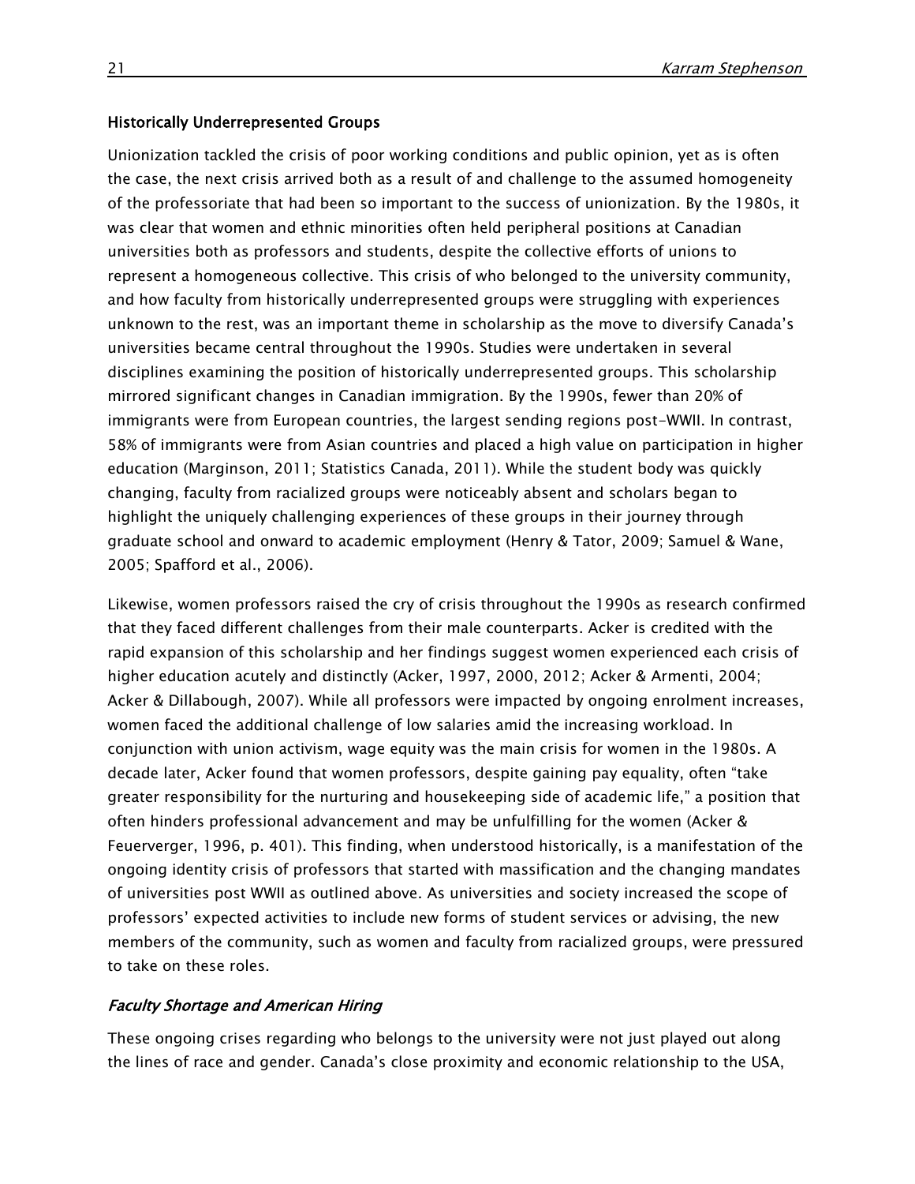### Historically Underrepresented Groups

Unionization tackled the crisis of poor working conditions and public opinion, yet as is often the case, the next crisis arrived both as a result of and challenge to the assumed homogeneity of the professoriate that had been so important to the success of unionization. By the 1980s, it was clear that women and ethnic minorities often held peripheral positions at Canadian universities both as professors and students, despite the collective efforts of unions to represent a homogeneous collective. This crisis of who belonged to the university community, and how faculty from historically underrepresented groups were struggling with experiences unknown to the rest, was an important theme in scholarship as the move to diversify Canada's universities became central throughout the 1990s. Studies were undertaken in several disciplines examining the position of historically underrepresented groups. This scholarship mirrored significant changes in Canadian immigration. By the 1990s, fewer than 20% of immigrants were from European countries, the largest sending regions post-WWII. In contrast, 58% of immigrants were from Asian countries and placed a high value on participation in higher education (Marginson, 2011; Statistics Canada, 2011). While the student body was quickly changing, faculty from racialized groups were noticeably absent and scholars began to highlight the uniquely challenging experiences of these groups in their journey through graduate school and onward to academic employment (Henry & Tator, 2009; Samuel & Wane, 2005; Spafford et al., 2006).

Likewise, women professors raised the cry of crisis throughout the 1990s as research confirmed that they faced different challenges from their male counterparts. Acker is credited with the rapid expansion of this scholarship and her findings suggest women experienced each crisis of higher education acutely and distinctly (Acker, 1997, 2000, 2012; Acker & Armenti, 2004; Acker & Dillabough, 2007). While all professors were impacted by ongoing enrolment increases, women faced the additional challenge of low salaries amid the increasing workload. In conjunction with union activism, wage equity was the main crisis for women in the 1980s. A decade later, Acker found that women professors, despite gaining pay equality, often "take greater responsibility for the nurturing and housekeeping side of academic life," a position that often hinders professional advancement and may be unfulfilling for the women (Acker & Feuerverger, 1996, p. 401). This finding, when understood historically, is a manifestation of the ongoing identity crisis of professors that started with massification and the changing mandates of universities post WWII as outlined above. As universities and society increased the scope of professors' expected activities to include new forms of student services or advising, the new members of the community, such as women and faculty from racialized groups, were pressured to take on these roles.

#### *Faculty Shortage and American Hiring*

These ongoing crises regarding who belongs to the university were not just played out along the lines of race and gender. Canada's close proximity and economic relationship to the USA,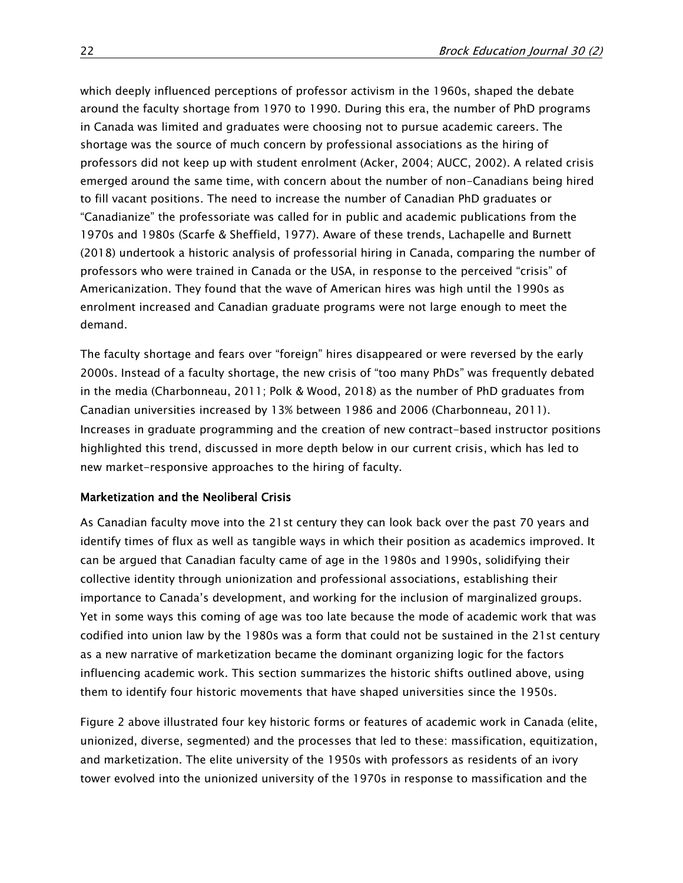which deeply influenced perceptions of professor activism in the 1960s, shaped the debate around the faculty shortage from 1970 to 1990. During this era, the number of PhD programs in Canada was limited and graduates were choosing not to pursue academic careers. The shortage was the source of much concern by professional associations as the hiring of professors did not keep up with student enrolment (Acker, 2004; AUCC, 2002). A related crisis emerged around the same time, with concern about the number of non-Canadians being hired to fill vacant positions. The need to increase the number of Canadian PhD graduates or "Canadianize" the professoriate was called for in public and academic publications from the 1970s and 1980s (Scarfe & Sheffield, 1977). Aware of these trends, Lachapelle and Burnett (2018) undertook a historic analysis of professorial hiring in Canada, comparing the number of professors who were trained in Canada or the USA, in response to the perceived "crisis" of Americanization. They found that the wave of American hires was high until the 1990s as enrolment increased and Canadian graduate programs were not large enough to meet the demand.

The faculty shortage and fears over "foreign" hires disappeared or were reversed by the early 2000s. Instead of a faculty shortage, the new crisis of "too many PhDs" was frequently debated in the media (Charbonneau, 2011; Polk & Wood, 2018) as the number of PhD graduates from Canadian universities increased by 13% between 1986 and 2006 (Charbonneau, 2011). Increases in graduate programming and the creation of new contract-based instructor positions highlighted this trend, discussed in more depth below in our current crisis, which has led to new market-responsive approaches to the hiring of faculty.

### Marketization and the Neoliberal Crisis

As Canadian faculty move into the 21st century they can look back over the past 70 years and identify times of flux as well as tangible ways in which their position as academics improved. It can be argued that Canadian faculty came of age in the 1980s and 1990s, solidifying their collective identity through unionization and professional associations, establishing their importance to Canada's development, and working for the inclusion of marginalized groups. Yet in some ways this coming of age was too late because the mode of academic work that was codified into union law by the 1980s was a form that could not be sustained in the 21st century as a new narrative of marketization became the dominant organizing logic for the factors influencing academic work. This section summarizes the historic shifts outlined above, using them to identify four historic movements that have shaped universities since the 1950s.

Figure 2 above illustrated four key historic forms or features of academic work in Canada (elite, unionized, diverse, segmented) and the processes that led to these: massification, equitization, and marketization. The elite university of the 1950s with professors as residents of an ivory tower evolved into the unionized university of the 1970s in response to massification and the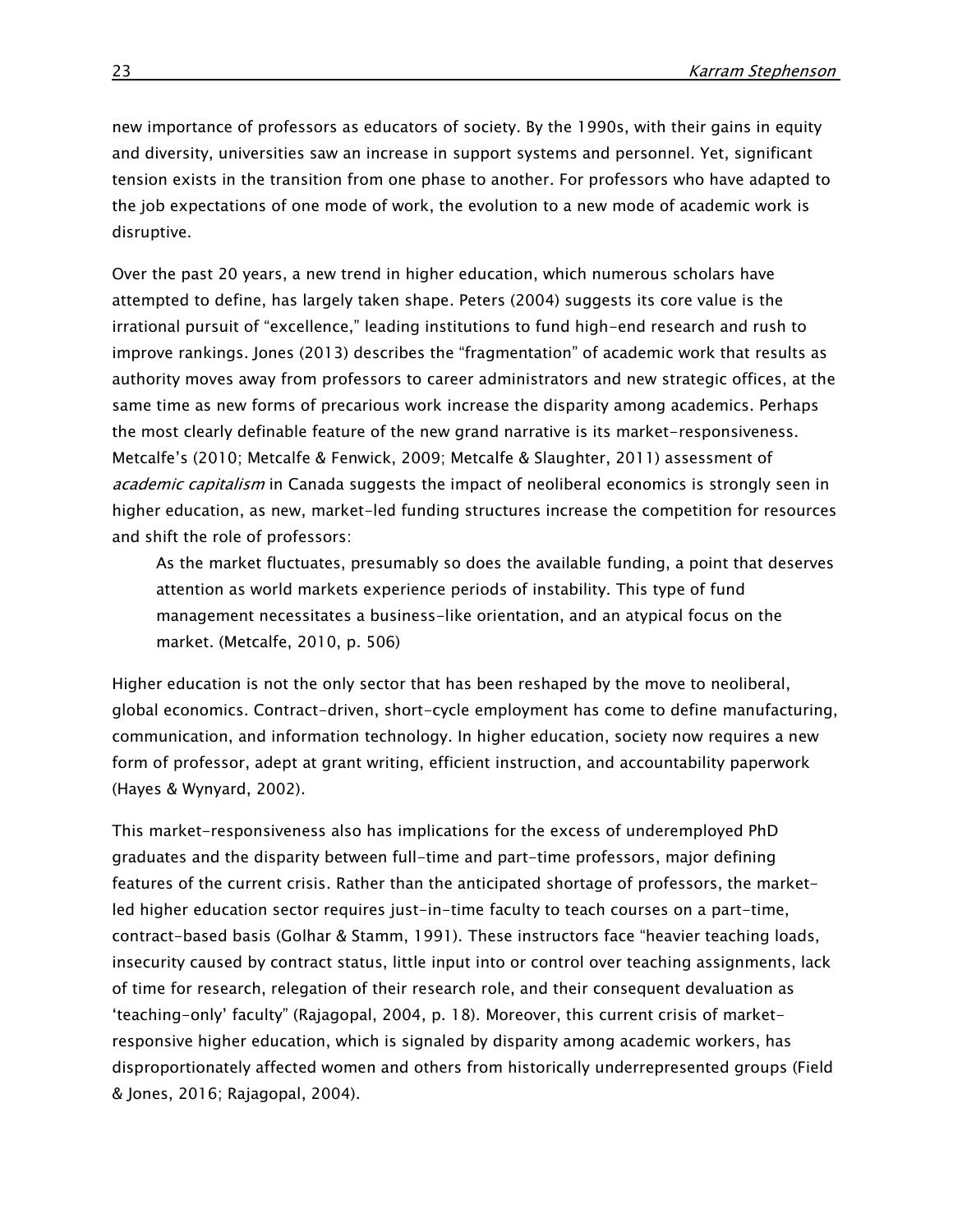new importance of professors as educators of society. By the 1990s, with their gains in equity and diversity, universities saw an increase in support systems and personnel. Yet, significant tension exists in the transition from one phase to another. For professors who have adapted to the job expectations of one mode of work, the evolution to a new mode of academic work is disruptive.

Over the past 20 years, a new trend in higher education, which numerous scholars have attempted to define, has largely taken shape. Peters (2004) suggests its core value is the irrational pursuit of "excellence," leading institutions to fund high-end research and rush to improve rankings. Jones (2013) describes the "fragmentation" of academic work that results as authority moves away from professors to career administrators and new strategic offices, at the same time as new forms of precarious work increase the disparity among academics. Perhaps the most clearly definable feature of the new grand narrative is its market-responsiveness. Metcalfe's (2010; Metcalfe & Fenwick, 2009; Metcalfe & Slaughter, 2011) assessment of *academic capitalism* in Canada suggests the impact of neoliberal economics is strongly seen in higher education, as new, market-led funding structures increase the competition for resources and shift the role of professors:

> As the market fluctuates, presumably so does the available funding, a point that deserves attention as world markets experience periods of instability. This type of fund management necessitates a business-like orientation, and an atypical focus on the market. (Metcalfe, 2010, p. 506)

Higher education is not the only sector that has been reshaped by the move to neoliberal, global economics. Contract-driven, short-cycle employment has come to define manufacturing, communication, and information technology. In higher education, society now requires a new form of professor, adept at grant writing, efficient instruction, and accountability paperwork (Hayes & Wynyard, 2002).

This market-responsiveness also has implications for the excess of underemployed PhD graduates and the disparity between full-time and part-time professors, major defining features of the current crisis. Rather than the anticipated shortage of professors, the market-led higher education sector requires just-in-time faculty to teach courses on a part-time, contract-based basis (Golhar & Stamm, 1991). These instructors face "heavier teaching loads, insecurity caused by contract status, little input into or control over teaching assignments, lack of time for research, relegation of their research role, and their consequent devaluation as 'teaching-only' faculty" (Rajagopal, 2004, p. 18). Moreover, this current crisis of market-responsive higher education, which is signaled by disparity among academic workers, has disproportionately affected women and others from historically underrepresented groups (Field & Jones, 2016; Rajagopal, 2004).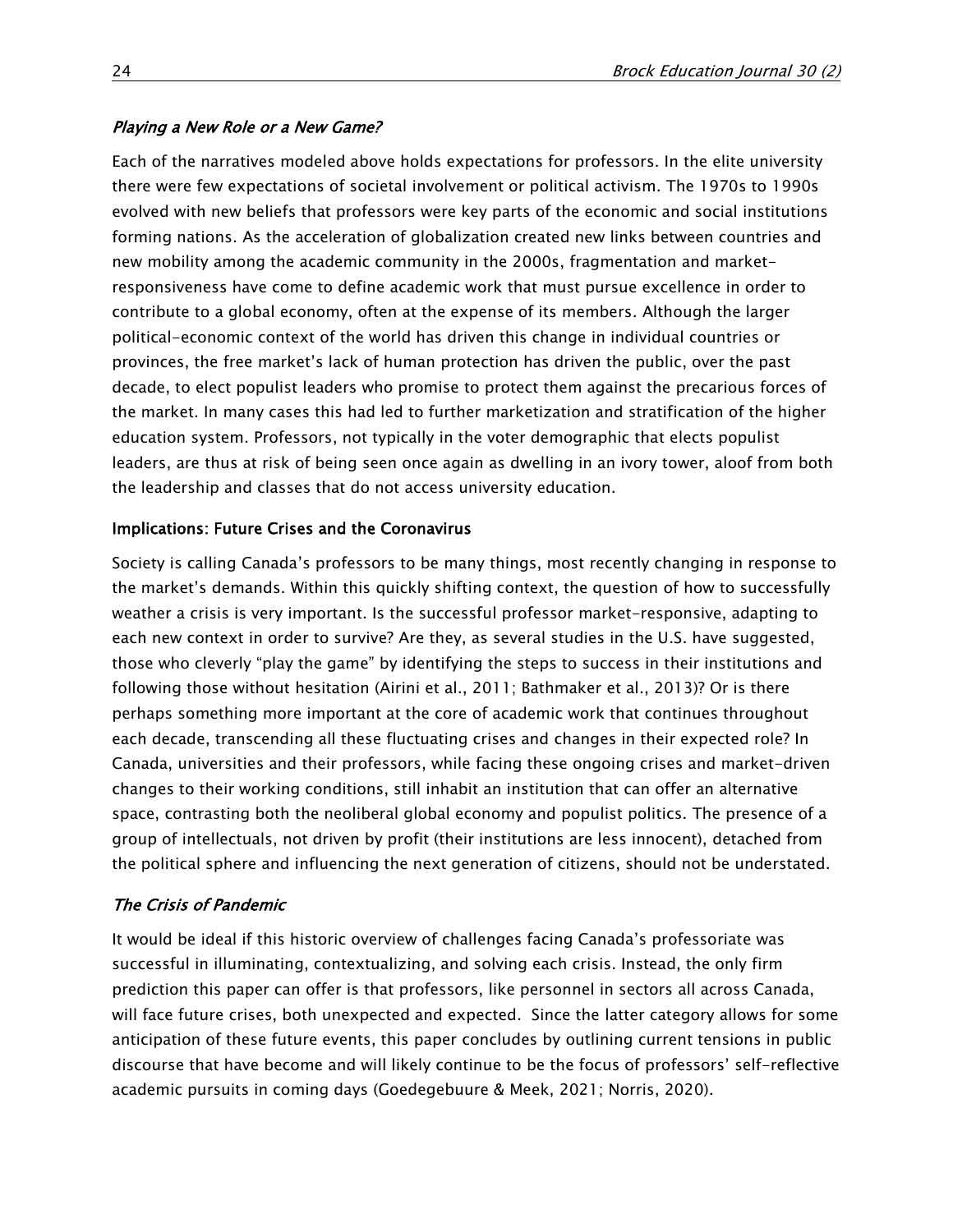### *Playing a New Role or a New Game?*

Each of the narratives modeled above holds expectations for professors. In the elite university there were few expectations of societal involvement or political activism. The 1970s to 1990s evolved with new beliefs that professors were key parts of the economic and social institutions forming nations. As the acceleration of globalization created new links between countries and new mobility among the academic community in the 2000s, fragmentation and market-responsiveness have come to define academic work that must pursue excellence in order to contribute to a global economy, often at the expense of its members. Although the larger political-economic context of the world has driven this change in individual countries or provinces, the free market's lack of human protection has driven the public, over the past decade, to elect populist leaders who promise to protect them against the precarious forces of the market. In many cases this had led to further marketization and stratification of the higher education system. Professors, not typically in the voter demographic that elects populist leaders, are thus at risk of being seen once again as dwelling in an ivory tower, aloof from both the leadership and classes that do not access university education.

## Implications: Future Crises and the Coronavirus

Society is calling Canada's professors to be many things, most recently changing in response to the market's demands. Within this quickly shifting context, the question of how to successfully weather a crisis is very important. Is the successful professor market-responsive, adapting to each new context in order to survive? Are they, as several studies in the U.S. have suggested, those who cleverly "play the game" by identifying the steps to success in their institutions and following those without hesitation (Airini et al., 2011; Bathmaker et al., 2013)? Or is there perhaps something more important at the core of academic work that continues throughout each decade, transcending all these fluctuating crises and changes in their expected role? In Canada, universities and their professors, while facing these ongoing crises and market-driven changes to their working conditions, still inhabit an institution that can offer an alternative space, contrasting both the neoliberal global economy and populist politics. The presence of a group of intellectuals, not driven by profit (their institutions are less innocent), detached from the political sphere and influencing the next generation of citizens, should not be understated.

### *The Crisis of Pandemic*

It would be ideal if this historic overview of challenges facing Canada's professoriate was successful in illuminating, contextualizing, and solving each crisis. Instead, the only firm prediction this paper can offer is that professors, like personnel in sectors all across Canada, will face future crises, both unexpected and expected. Since the latter category allows for some anticipation of these future events, this paper concludes by outlining current tensions in public discourse that have become and will likely continue to be the focus of professors' self-reflective academic pursuits in coming days (Goedegebuure & Meek, 2021; Norris, 2020).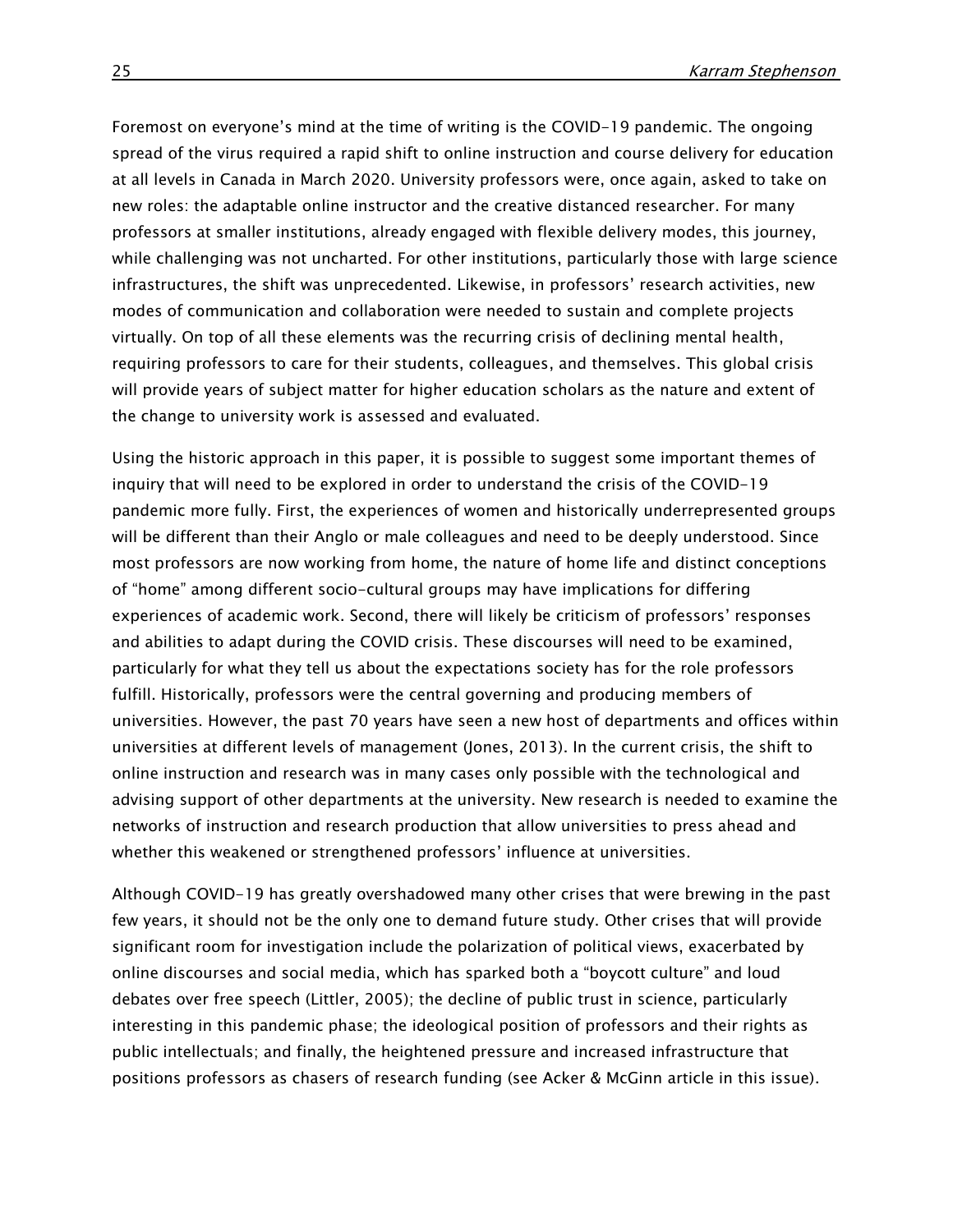Foremost on everyone's mind at the time of writing is the COVID-19 pandemic. The ongoing spread of the virus required a rapid shift to online instruction and course delivery for education at all levels in Canada in March 2020. University professors were, once again, asked to take on new roles: the adaptable online instructor and the creative distanced researcher. For many professors at smaller institutions, already engaged with flexible delivery modes, this journey, while challenging was not uncharted. For other institutions, particularly those with large science infrastructures, the shift was unprecedented. Likewise, in professors' research activities, new modes of communication and collaboration were needed to sustain and complete projects virtually. On top of all these elements was the recurring crisis of declining mental health, requiring professors to care for their students, colleagues, and themselves. This global crisis will provide years of subject matter for higher education scholars as the nature and extent of the change to university work is assessed and evaluated.

Using the historic approach in this paper, it is possible to suggest some important themes of inquiry that will need to be explored in order to understand the crisis of the COVID-19 pandemic more fully. First, the experiences of women and historically underrepresented groups will be different than their Anglo or male colleagues and need to be deeply understood. Since most professors are now working from home, the nature of home life and distinct conceptions of "home" among different socio-cultural groups may have implications for differing experiences of academic work. Second, there will likely be criticism of professors' responses and abilities to adapt during the COVID crisis. These discourses will need to be examined, particularly for what they tell us about the expectations society has for the role professors fulfill. Historically, professors were the central governing and producing members of universities. However, the past 70 years have seen a new host of departments and offices within universities at different levels of management (Jones, 2013). In the current crisis, the shift to online instruction and research was in many cases only possible with the technological and advising support of other departments at the university. New research is needed to examine the networks of instruction and research production that allow universities to press ahead and whether this weakened or strengthened professors' influence at universities.

Although COVID-19 has greatly overshadowed many other crises that were brewing in the past few years, it should not be the only one to demand future study. Other crises that will provide significant room for investigation include the polarization of political views, exacerbated by online discourses and social media, which has sparked both a "boycott culture" and loud debates over free speech (Littler, 2005); the decline of public trust in science, particularly interesting in this pandemic phase; the ideological position of professors and their rights as public intellectuals; and finally, the heightened pressure and increased infrastructure that positions professors as chasers of research funding (see Acker & McGinn article in this issue).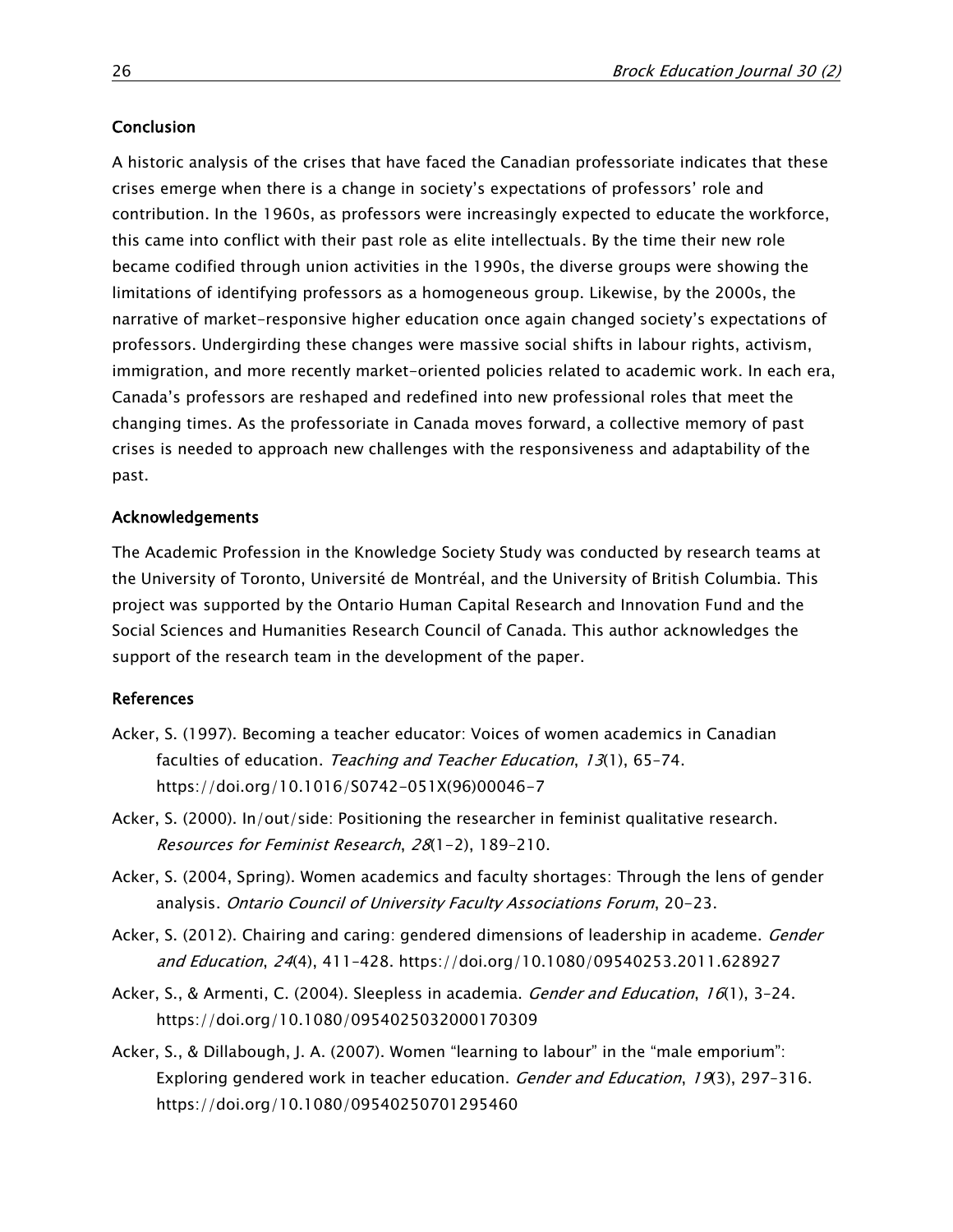## Conclusion

A historic analysis of the crises that have faced the Canadian professoriate indicates that these crises emerge when there is a change in society's expectations of professors' role and contribution. In the 1960s, as professors were increasingly expected to educate the workforce, this came into conflict with their past role as elite intellectuals. By the time their new role became codified through union activities in the 1990s, the diverse groups were showing the limitations of identifying professors as a homogeneous group. Likewise, by the 2000s, the narrative of market-responsive higher education once again changed society's expectations of professors. Undergirding these changes were massive social shifts in labour rights, activism, immigration, and more recently market-oriented policies related to academic work. In each era, Canada's professors are reshaped and redefined into new professional roles that meet the changing times. As the professoriate in Canada moves forward, a collective memory of past crises is needed to approach new challenges with the responsiveness and adaptability of the past.

## Acknowledgements

The Academic Profession in the Knowledge Society Study was conducted by research teams at the University of Toronto, Université de Montréal, and the University of British Columbia. This project was supported by the Ontario Human Capital Research and Innovation Fund and the Social Sciences and Humanities Research Council of Canada. This author acknowledges the support of the research team in the development of the paper.

## References

Acker, S. (1997). Becoming a teacher educator: Voices of women academics in Canadian faculties of education. *Teaching and Teacher Education*, *13*(1), 65–74. https://doi.org/10.1016/S0742-051X(96)00046-7

Acker, S. (2000). In/out/side: Positioning the researcher in feminist qualitative research. *Resources for Feminist Research*, *28*(1–2), 189–210.

Acker, S. (2004, Spring). Women academics and faculty shortages: Through the lens of gender analysis. *Ontario Council of University Faculty Associations Forum*, 20–23.

Acker, S. (2012). Chairing and caring: gendered dimensions of leadership in academe. *Gender and Education*, *24*(4), 411–428. https://doi.org/10.1080/09540253.2011.628927

Acker, S., & Armenti, C. (2004). Sleepless in academia. *Gender and Education*, *16*(1), 3–24. https://doi.org/10.1080/0954025032000170309

Acker, S., & Dillabough, J. A. (2007). Women "learning to labour" in the "male emporium": Exploring gendered work in teacher education. *Gender and Education*, *19*(3), 297–316. https://doi.org/10.1080/09540250701295460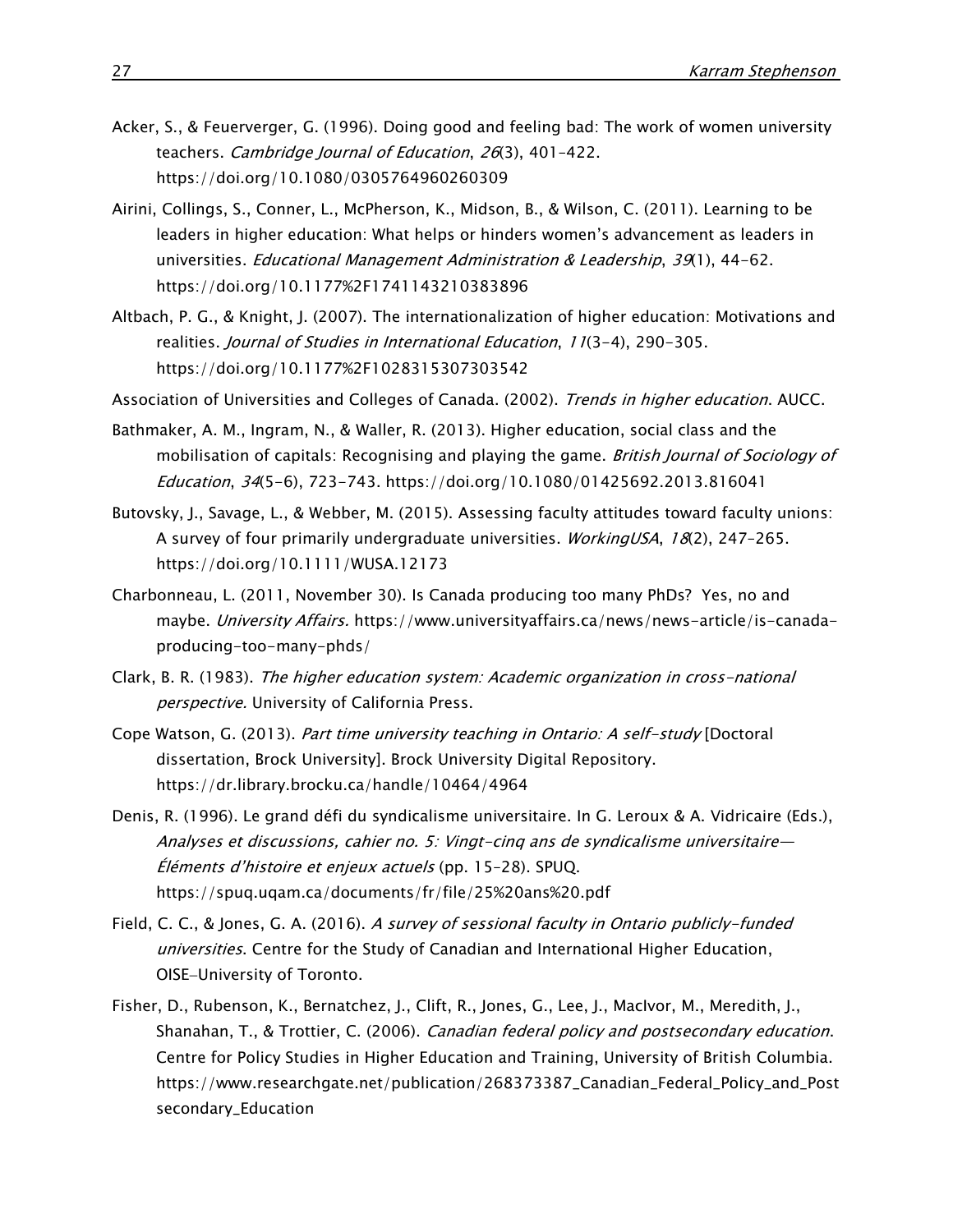Acker, S., & Feuerverger, G. (1996). Doing good and feeling bad: The work of women university teachers. *Cambridge Journal of Education*, *26*(3), 401–422. https://doi.org/10.1080/0305764960260309

Airini, Collings, S., Conner, L., McPherson, K., Midson, B., & Wilson, C. (2011). Learning to be leaders in higher education: What helps or hinders women's advancement as leaders in universities. *Educational Management Administration & Leadership*, *39*(1), 44–62. https://doi.org/10.1177%2F1741143210383896

Altbach, P. G., & Knight, J. (2007). The internationalization of higher education: Motivations and realities. *Journal of Studies in International Education*, *11*(3–4), 290–305. https://doi.org/10.1177%2F1028315307303542

Association of Universities and Colleges of Canada. (2002). *Trends in higher education*. AUCC.

Bathmaker, A. M., Ingram, N., & Waller, R. (2013). Higher education, social class and the mobilisation of capitals: Recognising and playing the game. *British Journal of Sociology of Education*, *34*(5–6), 723–743. https://doi.org/10.1080/01425692.2013.816041

Butovsky, J., Savage, L., & Webber, M. (2015). Assessing faculty attitudes toward faculty unions: A survey of four primarily undergraduate universities. *WorkingUSA*, *18*(2), 247–265. https://doi.org/10.1111/WUSA.12173

Charbonneau, L. (2011, November 30). Is Canada producing too many PhDs? Yes, no and maybe. *University Affairs.* https://www.universityaffairs.ca/news/news-article/is-canada-producing-too-many-phds/

Clark, B. R. (1983). *The higher education system: Academic organization in cross-national perspective.* University of California Press.

Cope Watson, G. (2013). *Part time university teaching in Ontario: A self-study* [Doctoral dissertation, Brock University]. Brock University Digital Repository. https://dr.library.brocku.ca/handle/10464/4964

Denis, R. (1996). Le grand défi du syndicalisme universitaire. In G. Leroux & A. Vidricaire (Eds.), *Analyses et discussions, cahier no. 5: Vingt-cinq ans de syndicalisme universitaire—Éléments d'histoire et enjeux actuels* (pp. 15–28). SPUQ. https://spuq.uqam.ca/documents/fr/file/25%20ans%20.pdf

Field, C. C., & Jones, G. A. (2016). *A survey of sessional faculty in Ontario publicly-funded universities*. Centre for the Study of Canadian and International Higher Education, OISE–University of Toronto.

Fisher, D., Rubenson, K., Bernatchez, J., Clift, R., Jones, G., Lee, J., MacIvor, M., Meredith, J., Shanahan, T., & Trottier, C. (2006). *Canadian federal policy and postsecondary education*. Centre for Policy Studies in Higher Education and Training, University of British Columbia. https://www.researchgate.net/publication/268373387_Canadian_Federal_Policy_and_Postsecondary_Education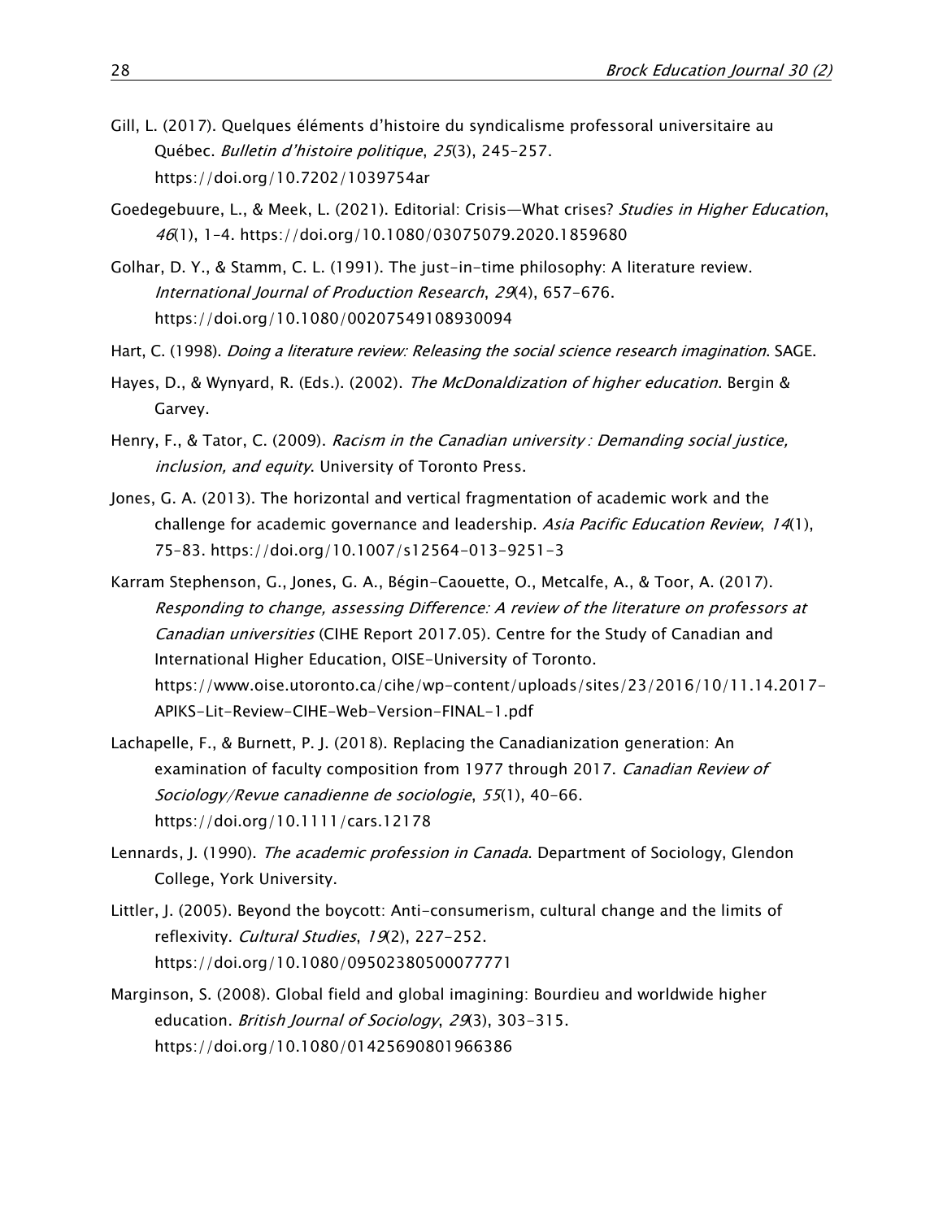Gill, L. (2017). Quelques éléments d'histoire du syndicalisme professoral universitaire au Québec. *Bulletin d'histoire politique*, *25*(3), 245–257. https://doi.org/10.7202/1039754ar

Goedegebuure, L., & Meek, L. (2021). Editorial: Crisis—What crises? *Studies in Higher Education*, *46*(1), 1–4. https://doi.org/10.1080/03075079.2020.1859680

Golhar, D. Y., & Stamm, C. L. (1991). The just-in-time philosophy: A literature review. *International Journal of Production Research*, *29*(4), 657–676. https://doi.org/10.1080/00207549108930094

Hart, C. (1998). *Doing a literature review: Releasing the social science research imagination*. SAGE.

Hayes, D., & Wynyard, R. (Eds.). (2002). *The McDonaldization of higher education*. Bergin & Garvey.

Henry, F., & Tator, C. (2009). *Racism in the Canadian university : Demanding social justice, inclusion, and equity*. University of Toronto Press.

Jones, G. A. (2013). The horizontal and vertical fragmentation of academic work and the challenge for academic governance and leadership. *Asia Pacific Education Review*, *14*(1), 75–83. https://doi.org/10.1007/s12564-013-9251-3

Karram Stephenson, G., Jones, G. A., Bégin-Caouette, O., Metcalfe, A., & Toor, A. (2017). *Responding to change, assessing Difference: A review of the literature on professors at Canadian universities* (CIHE Report 2017.05). Centre for the Study of Canadian and International Higher Education, OISE-University of Toronto. https://www.oise.utoronto.ca/cihe/wp-content/uploads/sites/23/2016/10/11.14.2017-APIKS-Lit-Review-CIHE-Web-Version-FINAL-1.pdf

Lachapelle, F., & Burnett, P. J. (2018). Replacing the Canadianization generation: An examination of faculty composition from 1977 through 2017. *Canadian Review of Sociology/Revue canadienne de sociologie*, *55*(1), 40–66. https://doi.org/10.1111/cars.12178

Lennards, J. (1990). *The academic profession in Canada*. Department of Sociology, Glendon College, York University.

Littler, J. (2005). Beyond the boycott: Anti-consumerism, cultural change and the limits of reflexivity. *Cultural Studies*, *19*(2), 227–252. https://doi.org/10.1080/09502380500077771

Marginson, S. (2008). Global field and global imagining: Bourdieu and worldwide higher education. *British Journal of Sociology*, *29*(3), 303–315. https://doi.org/10.1080/01425690801966386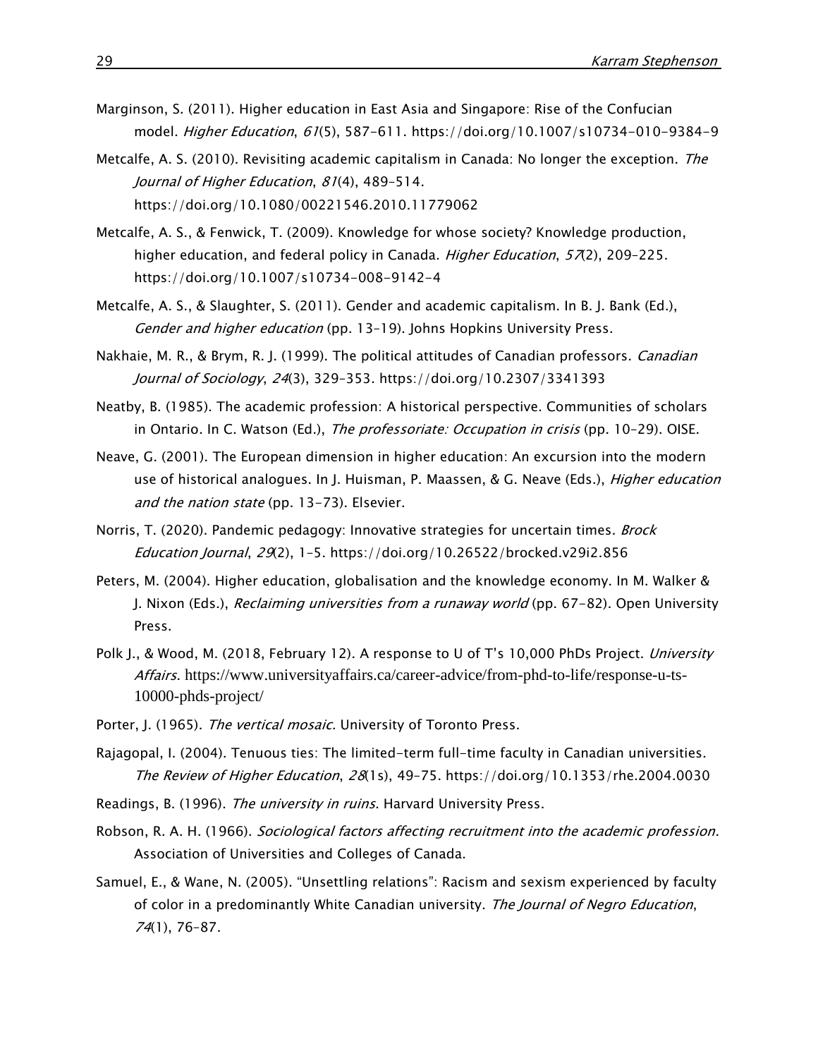Marginson, S. (2011). Higher education in East Asia and Singapore: Rise of the Confucian model. *Higher Education*, *61*(5), 587–611. https://doi.org/10.1007/s10734-010-9384-9

Metcalfe, A. S. (2010). Revisiting academic capitalism in Canada: No longer the exception. *The Journal of Higher Education*, *81*(4), 489–514. https://doi.org/10.1080/00221546.2010.11779062

Metcalfe, A. S., & Fenwick, T. (2009). Knowledge for whose society? Knowledge production, higher education, and federal policy in Canada. *Higher Education*, *57*(2), 209–225. https://doi.org/10.1007/s10734-008-9142-4

Metcalfe, A. S., & Slaughter, S. (2011). Gender and academic capitalism. In B. J. Bank (Ed.), *Gender and higher education* (pp. 13–19). Johns Hopkins University Press.

Nakhaie, M. R., & Brym, R. J. (1999). The political attitudes of Canadian professors. *Canadian Journal of Sociology*, *24*(3), 329–353. https://doi.org/10.2307/3341393

Neatby, B. (1985). The academic profession: A historical perspective. Communities of scholars in Ontario. In C. Watson (Ed.), *The professoriate: Occupation in crisis* (pp. 10–29). OISE.

Neave, G. (2001). The European dimension in higher education: An excursion into the modern use of historical analogues. In J. Huisman, P. Maassen, & G. Neave (Eds.), *Higher education and the nation state* (pp. 13-73). Elsevier.

Norris, T. (2020). Pandemic pedagogy: Innovative strategies for uncertain times. *Brock Education Journal*, *29*(2), 1–5. https://doi.org/10.26522/brocked.v29i2.856

Peters, M. (2004). Higher education, globalisation and the knowledge economy. In M. Walker & J. Nixon (Eds.), *Reclaiming universities from a runaway world* (pp. 67-82). Open University Press.

Polk J., & Wood, M. (2018, February 12). A response to U of T's 10,000 PhDs Project. *University Affairs*. https://www.universityaffairs.ca/career-advice/from-phd-to-life/response-u-ts-10000-phds-project/

Porter, J. (1965). *The vertical mosaic*. University of Toronto Press.

Rajagopal, I. (2004). Tenuous ties: The limited-term full-time faculty in Canadian universities. *The Review of Higher Education*, *28*(1s), 49–75. https://doi.org/10.1353/rhe.2004.0030

Readings, B. (1996). *The university in ruins*. Harvard University Press.

Robson, R. A. H. (1966). *Sociological factors affecting recruitment into the academic profession*. Association of Universities and Colleges of Canada.

Samuel, E., & Wane, N. (2005). "Unsettling relations": Racism and sexism experienced by faculty of color in a predominantly White Canadian university. *The Journal of Negro Education*, *74*(1), 76–87.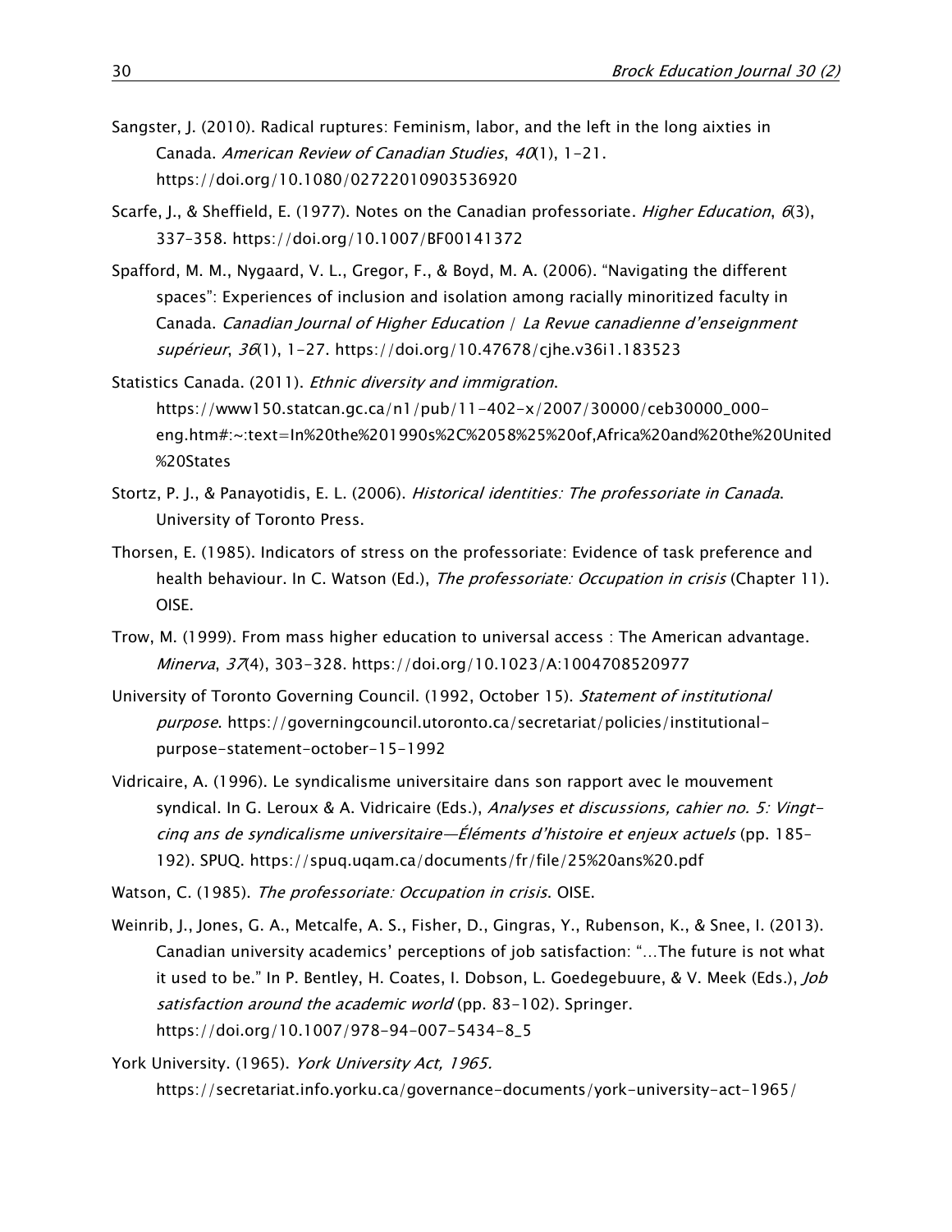Sangster, J. (2010). Radical ruptures: Feminism, labor, and the left in the long aixties in Canada. *American Review of Canadian Studies*, *40*(1), 1–21. https://doi.org/10.1080/02722010903536920

Scarfe, J., & Sheffield, E. (1977). Notes on the Canadian professoriate. *Higher Education*, *6*(3), 337–358. https://doi.org/10.1007/BF00141372

Spafford, M. M., Nygaard, V. L., Gregor, F., & Boyd, M. A. (2006). "Navigating the different spaces": Experiences of inclusion and isolation among racially minoritized faculty in Canada. *Canadian Journal of Higher Education / La Revue canadienne d'enseignment supérieur*, *36*(1), 1–27. https://doi.org/10.47678/cjhe.v36i1.183523

Statistics Canada. (2011). *Ethnic diversity and immigration*. https://www150.statcan.gc.ca/n1/pub/11-402-x/2007/30000/ceb30000_000-eng.htm#:~:text=In%20the%201990s%2C%2058%25%20of,Africa%20and%20the%20United%20States

Stortz, P. J., & Panayotidis, E. L. (2006). *Historical identities: The professoriate in Canada*. University of Toronto Press.

Thorsen, E. (1985). Indicators of stress on the professoriate: Evidence of task preference and health behaviour. In C. Watson (Ed.), *The professoriate: Occupation in crisis* (Chapter 11). OISE.

Trow, M. (1999). From mass higher education to universal access : The American advantage. *Minerva*, *37*(4), 303–328. https://doi.org/10.1023/A:1004708520977

University of Toronto Governing Council. (1992, October 15). *Statement of institutional purpose*. https://governingcouncil.utoronto.ca/secretariat/policies/institutional-purpose-statement-october-15-1992

Vidricaire, A. (1996). Le syndicalisme universitaire dans son rapport avec le mouvement syndical. In G. Leroux & A. Vidricaire (Eds.), *Analyses et discussions, cahier no. 5: Vingt-cinq ans de syndicalisme universitaire—Éléments d'histoire et enjeux actuels* (pp. 185–192). SPUQ. https://spuq.uqam.ca/documents/fr/file/25%20ans%20.pdf

Watson, C. (1985). *The professoriate: Occupation in crisis*. OISE.

Weinrib, J., Jones, G. A., Metcalfe, A. S., Fisher, D., Gingras, Y., Rubenson, K., & Snee, I. (2013). Canadian university academics' perceptions of job satisfaction: "…The future is not what it used to be." In P. Bentley, H. Coates, I. Dobson, L. Goedegebuure, & V. Meek (Eds.), *Job satisfaction around the academic world* (pp. 83–102). Springer. https://doi.org/10.1007/978-94-007-5434-8_5

York University. (1965). *York University Act, 1965.* https://secretariat.info.yorku.ca/governance-documents/york-university-act-1965/